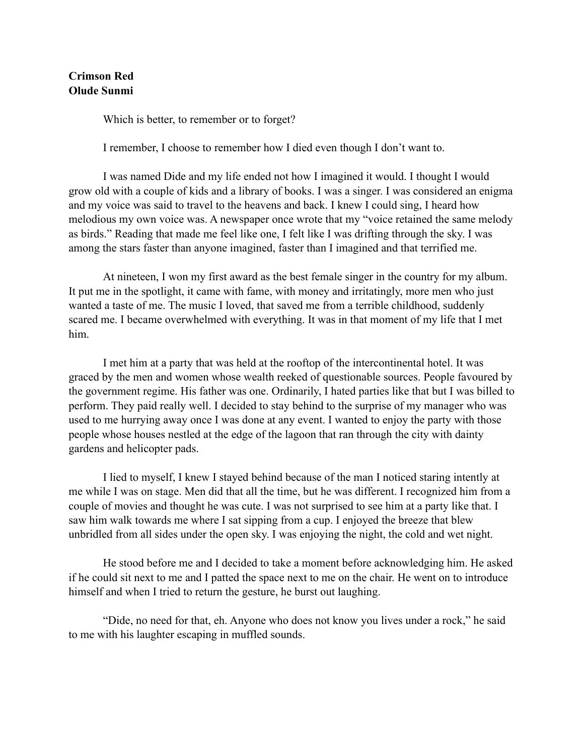**Crimson Red**
**Olude Sunmi**

Which is better, to remember or to forget?

I remember, I choose to remember how I died even though I don't want to.

I was named Dide and my life ended not how I imagined it would. I thought I would grow old with a couple of kids and a library of books. I was a singer. I was considered an enigma and my voice was said to travel to the heavens and back. I knew I could sing, I heard how melodious my own voice was. A newspaper once wrote that my "voice retained the same melody as birds." Reading that made me feel like one, I felt like I was drifting through the sky. I was among the stars faster than anyone imagined, faster than I imagined and that terrified me.

At nineteen, I won my first award as the best female singer in the country for my album. It put me in the spotlight, it came with fame, with money and irritatingly, more men who just wanted a taste of me. The music I loved, that saved me from a terrible childhood, suddenly scared me. I became overwhelmed with everything. It was in that moment of my life that I met him.

I met him at a party that was held at the rooftop of the intercontinental hotel. It was graced by the men and women whose wealth reeked of questionable sources. People favoured by the government regime. His father was one. Ordinarily, I hated parties like that but I was billed to perform. They paid really well. I decided to stay behind to the surprise of my manager who was used to me hurrying away once I was done at any event. I wanted to enjoy the party with those people whose houses nestled at the edge of the lagoon that ran through the city with dainty gardens and helicopter pads.

I lied to myself, I knew I stayed behind because of the man I noticed staring intently at me while I was on stage. Men did that all the time, but he was different. I recognized him from a couple of movies and thought he was cute. I was not surprised to see him at a party like that. I saw him walk towards me where I sat sipping from a cup. I enjoyed the breeze that blew unbridled from all sides under the open sky. I was enjoying the night, the cold and wet night.

He stood before me and I decided to take a moment before acknowledging him. He asked if he could sit next to me and I patted the space next to me on the chair. He went on to introduce himself and when I tried to return the gesture, he burst out laughing.

"Dide, no need for that, eh. Anyone who does not know you lives under a rock," he said to me with his laughter escaping in muffled sounds.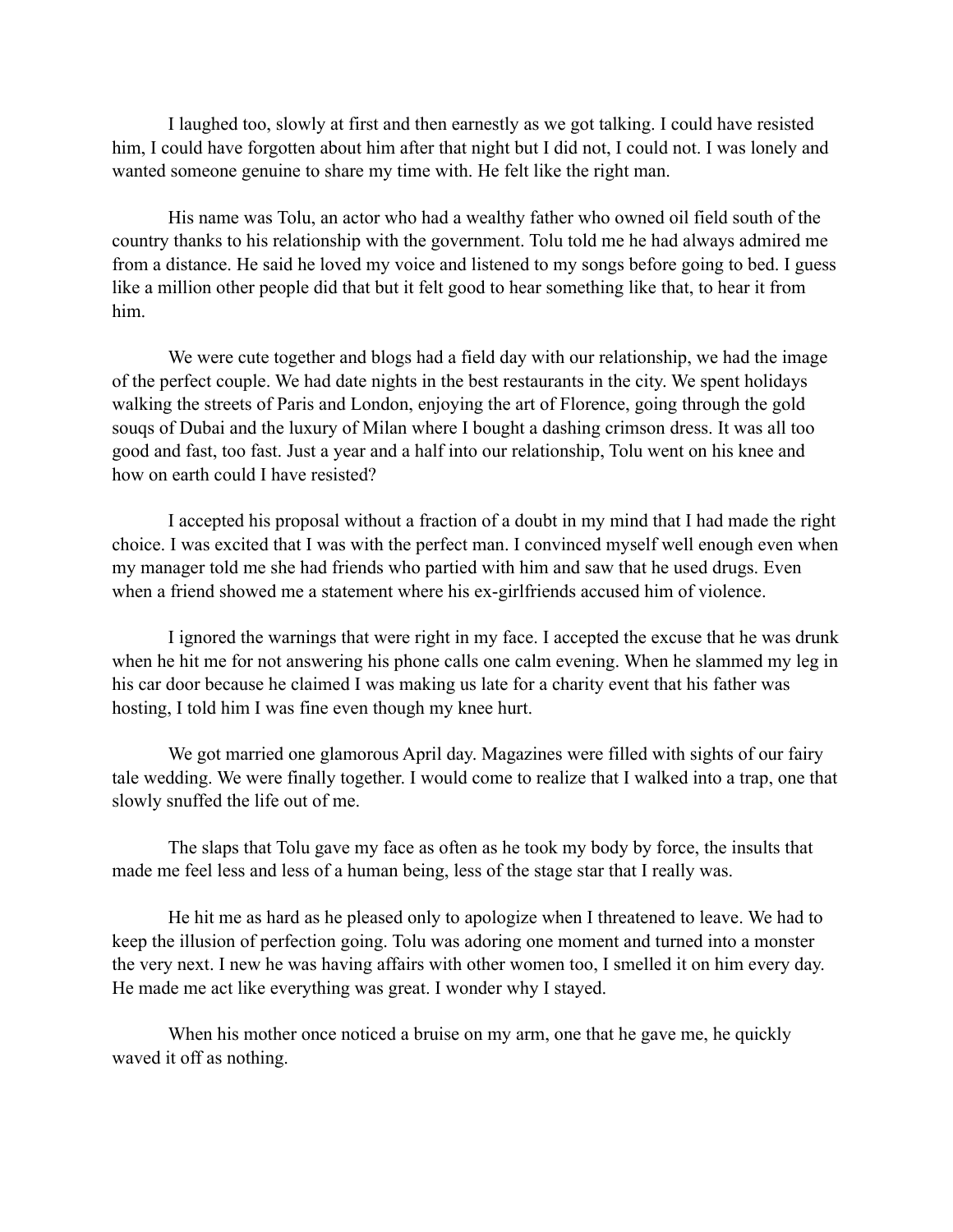I laughed too, slowly at first and then earnestly as we got talking. I could have resisted him, I could have forgotten about him after that night but I did not, I could not. I was lonely and wanted someone genuine to share my time with. He felt like the right man.

His name was Tolu, an actor who had a wealthy father who owned oil field south of the country thanks to his relationship with the government. Tolu told me he had always admired me from a distance. He said he loved my voice and listened to my songs before going to bed. I guess like a million other people did that but it felt good to hear something like that, to hear it from him.

We were cute together and blogs had a field day with our relationship, we had the image of the perfect couple. We had date nights in the best restaurants in the city. We spent holidays walking the streets of Paris and London, enjoying the art of Florence, going through the gold souqs of Dubai and the luxury of Milan where I bought a dashing crimson dress. It was all too good and fast, too fast. Just a year and a half into our relationship, Tolu went on his knee and how on earth could I have resisted?

I accepted his proposal without a fraction of a doubt in my mind that I had made the right choice. I was excited that I was with the perfect man. I convinced myself well enough even when my manager told me she had friends who partied with him and saw that he used drugs. Even when a friend showed me a statement where his ex-girlfriends accused him of violence.

I ignored the warnings that were right in my face. I accepted the excuse that he was drunk when he hit me for not answering his phone calls one calm evening. When he slammed my leg in his car door because he claimed I was making us late for a charity event that his father was hosting, I told him I was fine even though my knee hurt.

We got married one glamorous April day. Magazines were filled with sights of our fairy tale wedding. We were finally together. I would come to realize that I walked into a trap, one that slowly snuffed the life out of me.

The slaps that Tolu gave my face as often as he took my body by force, the insults that made me feel less and less of a human being, less of the stage star that I really was.

He hit me as hard as he pleased only to apologize when I threatened to leave. We had to keep the illusion of perfection going. Tolu was adoring one moment and turned into a monster the very next. I new he was having affairs with other women too, I smelled it on him every day. He made me act like everything was great. I wonder why I stayed.

When his mother once noticed a bruise on my arm, one that he gave me, he quickly waved it off as nothing.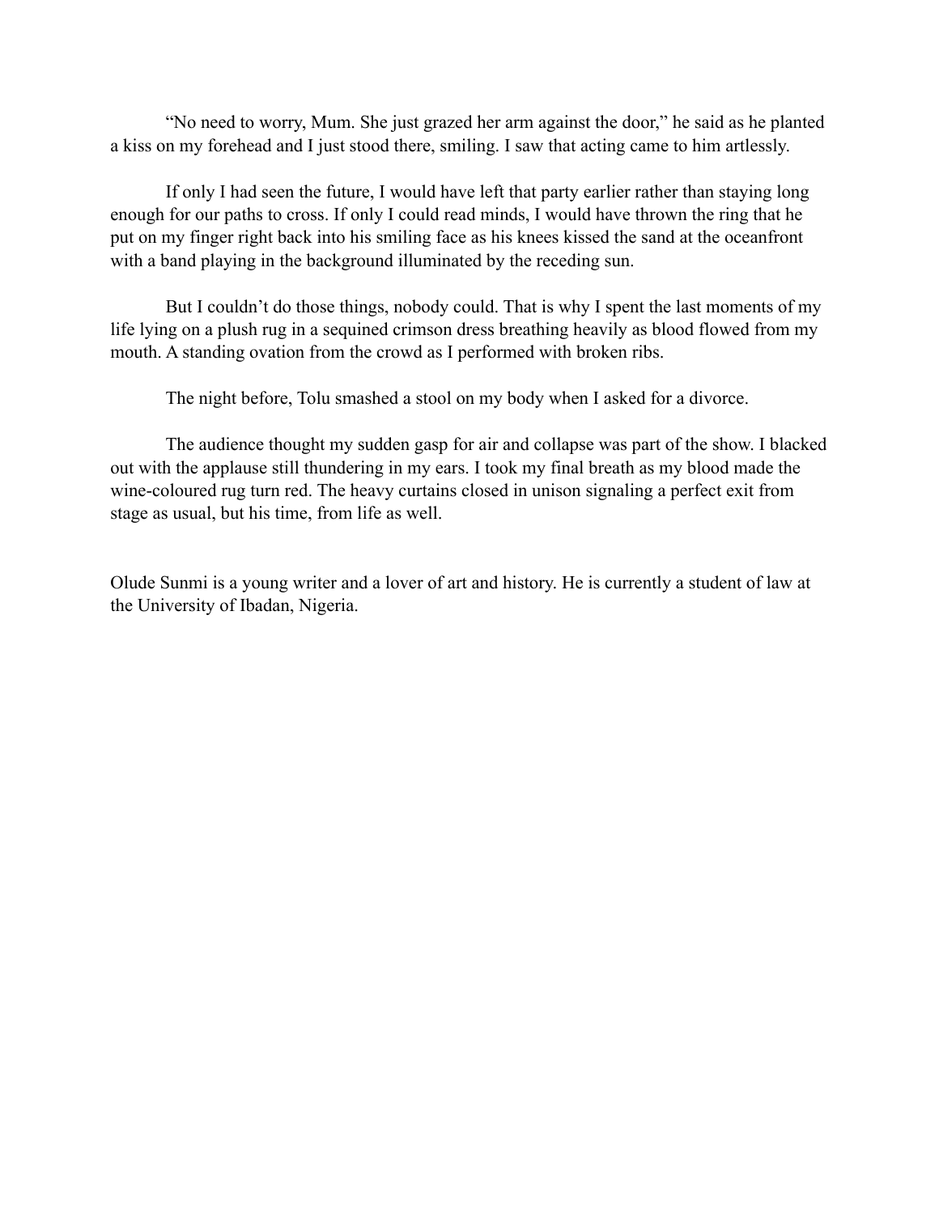"No need to worry, Mum. She just grazed her arm against the door," he said as he planted a kiss on my forehead and I just stood there, smiling. I saw that acting came to him artlessly.

If only I had seen the future, I would have left that party earlier rather than staying long enough for our paths to cross. If only I could read minds, I would have thrown the ring that he put on my finger right back into his smiling face as his knees kissed the sand at the oceanfront with a band playing in the background illuminated by the receding sun.

But I couldn't do those things, nobody could. That is why I spent the last moments of my life lying on a plush rug in a sequined crimson dress breathing heavily as blood flowed from my mouth. A standing ovation from the crowd as I performed with broken ribs.

The night before, Tolu smashed a stool on my body when I asked for a divorce.

The audience thought my sudden gasp for air and collapse was part of the show. I blacked out with the applause still thundering in my ears. I took my final breath as my blood made the wine-coloured rug turn red. The heavy curtains closed in unison signaling a perfect exit from stage as usual, but his time, from life as well.

Olude Sunmi is a young writer and a lover of art and history. He is currently a student of law at the University of Ibadan, Nigeria.